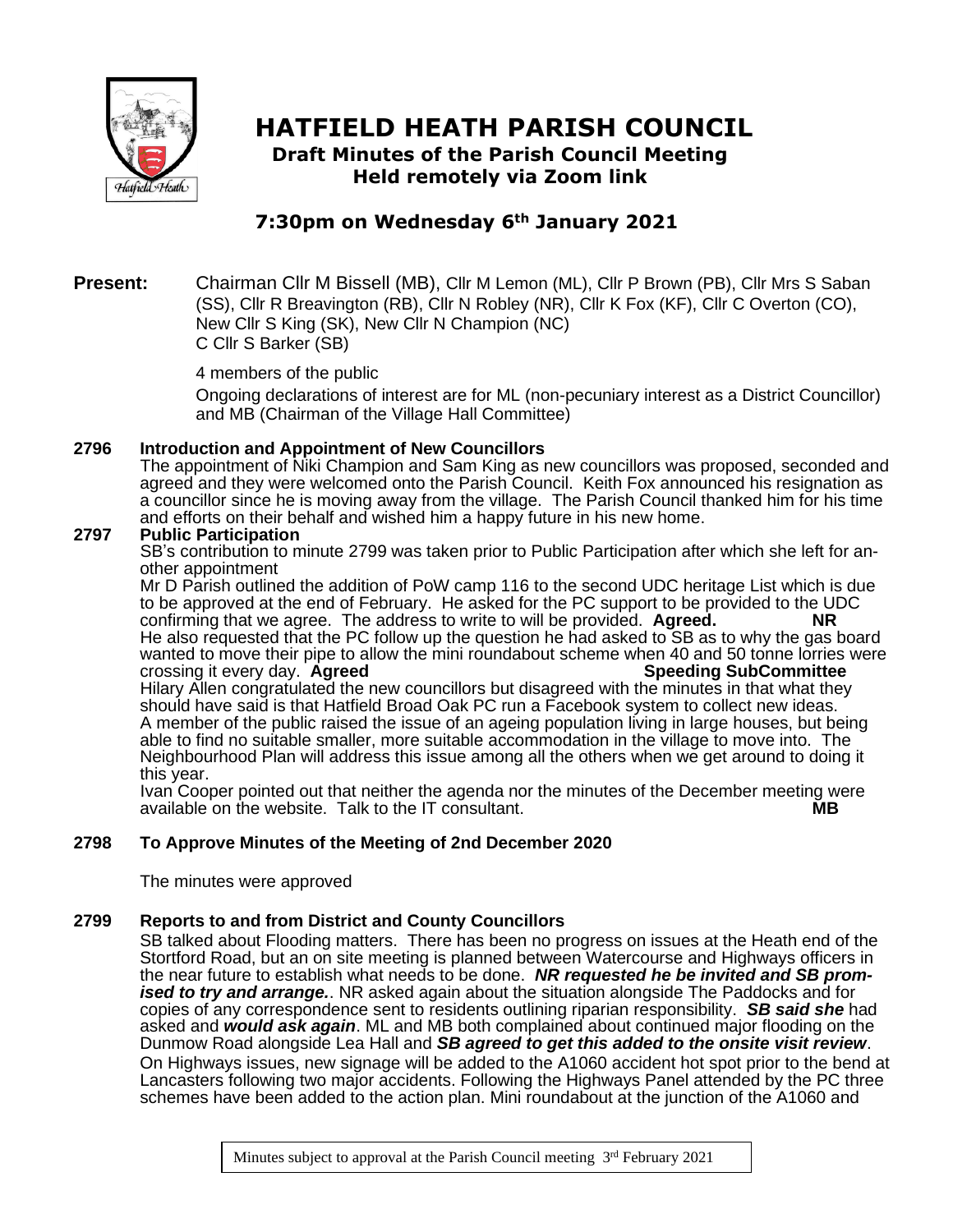# HATFIELD HEATH PARISH COUNCIL

## Draft Minutes of the Parish Council Meeting
## Held remotely via Zoom link

### 7:30pm on Wednesday 6th January 2021

**Present:** Chairman Cllr M Bissell (MB), Cllr M Lemon (ML), Cllr P Brown (PB), Cllr Mrs S Saban (SS), Cllr R Breavington (RB), Cllr N Robley (NR), Cllr K Fox (KF), Cllr C Overton (CO), New Cllr S King (SK), New Cllr N Champion (NC)
C Cllr S Barker (SB)

4 members of the public

Ongoing declarations of interest are for ML (non-pecuniary interest as a District Councillor) and MB (Chairman of the Village Hall Committee)

**2796 Introduction and Appointment of New Councillors**

The appointment of Niki Champion and Sam King as new councillors was proposed, seconded and agreed and they were welcomed onto the Parish Council. Keith Fox announced his resignation as a councillor since he is moving away from the village. The Parish Council thanked him for his time and efforts on their behalf and wished him a happy future in his new home.

**2797 Public Participation**

SB's contribution to minute 2799 was taken prior to Public Participation after which she left for another appointment

Mr D Parish outlined the addition of PoW camp 116 to the second UDC heritage List which is due to be approved at the end of February. He asked for the PC support to be provided to the UDC confirming that we agree. The address to write to will be provided. **Agreed.** **NR**

He also requested that the PC follow up the question he had asked to SB as to why the gas board wanted to move their pipe to allow the mini roundabout scheme when 40 and 50 tonne lorries were crossing it every day. **Agreed** **Speeding SubCommittee**

Hilary Allen congratulated the new councillors but disagreed with the minutes in that what they should have said is that Hatfield Broad Oak PC run a Facebook system to collect new ideas.

A member of the public raised the issue of an ageing population living in large houses, but being able to find no suitable smaller, more suitable accommodation in the village to move into. The Neighbourhood Plan will address this issue among all the others when we get around to doing it this year.

Ivan Cooper pointed out that neither the agenda nor the minutes of the December meeting were available on the website. Talk to the IT consultant. **MB**

**2798 To Approve Minutes of the Meeting of 2nd December 2020**

The minutes were approved

**2799 Reports to and from District and County Councillors**

SB talked about Flooding matters. There has been no progress on issues at the Heath end of the Stortford Road, but an on site meeting is planned between Watercourse and Highways officers in the near future to establish what needs to be done. ***NR requested he be invited and SB promised to try and arrange.*** NR asked again about the situation alongside The Paddocks and for copies of any correspondence sent to residents outlining riparian responsibility. ***SB said she*** had asked and ***would ask again***. ML and MB both complained about continued major flooding on the Dunmow Road alongside Lea Hall and ***SB agreed to get this added to the onsite visit review***.

On Highways issues, new signage will be added to the A1060 accident hot spot prior to the bend at Lancasters following two major accidents. Following the Highways Panel attended by the PC three schemes have been added to the action plan. Mini roundabout at the junction of the A1060 and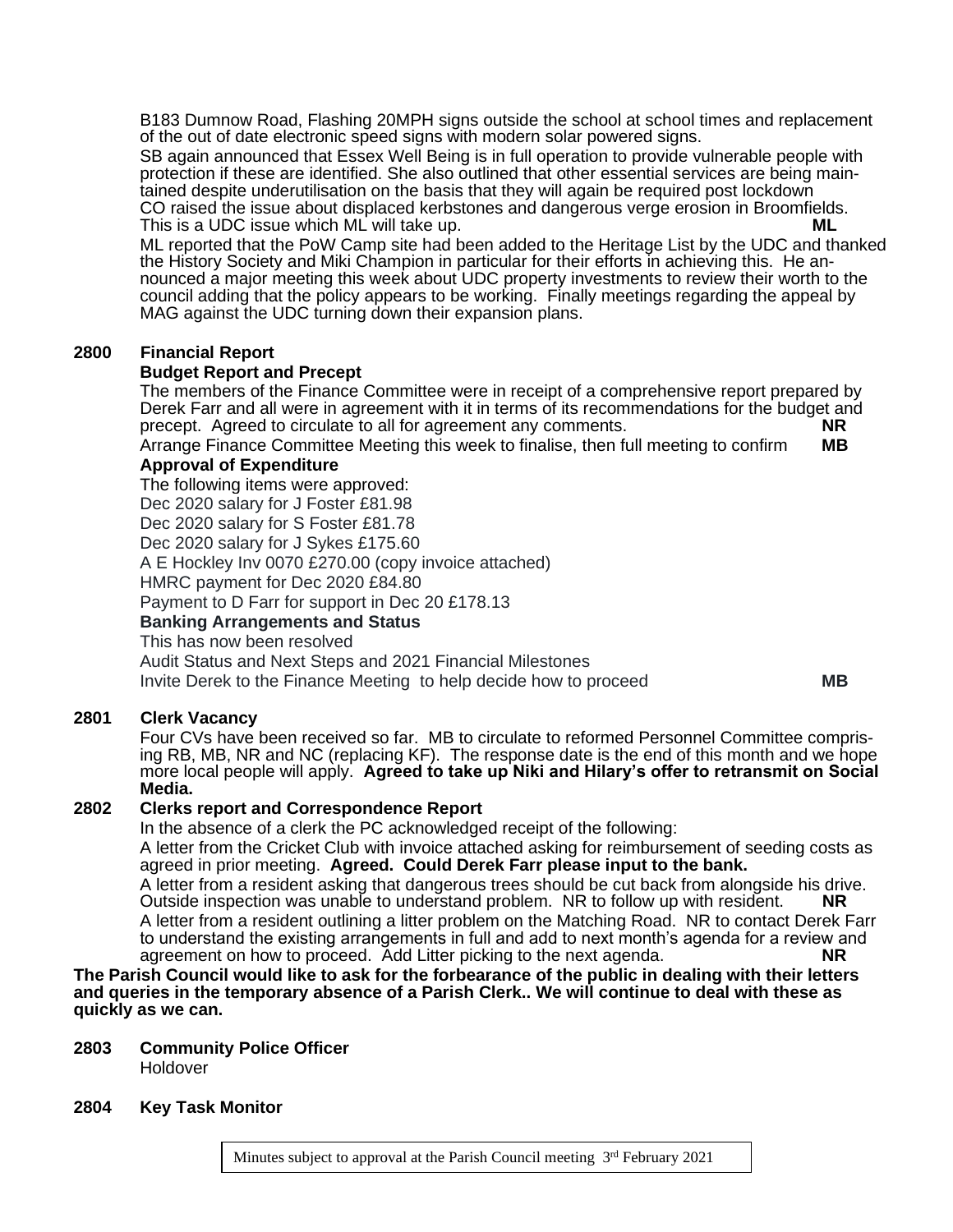B183 Dumnow Road, Flashing 20MPH signs outside the school at school times and replacement of the out of date electronic speed signs with modern solar powered signs.

SB again announced that Essex Well Being is in full operation to provide vulnerable people with protection if these are identified. She also outlined that other essential services are being maintained despite underutilisation on the basis that they will again be required post lockdown

CO raised the issue about displaced kerbstones and dangerous verge erosion in Broomfields. This is a UDC issue which ML will take up. **ML**

ML reported that the PoW Camp site had been added to the Heritage List by the UDC and thanked the History Society and Miki Champion in particular for their efforts in achieving this. He announced a major meeting this week about UDC property investments to review their worth to the council adding that the policy appears to be working. Finally meetings regarding the appeal by MAG against the UDC turning down their expansion plans.

**2800 Financial Report**

**Budget Report and Precept**

The members of the Finance Committee were in receipt of a comprehensive report prepared by Derek Farr and all were in agreement with it in terms of its recommendations for the budget and precept. Agreed to circulate to all for agreement any comments. **NR**

Arrange Finance Committee Meeting this week to finalise, then full meeting to confirm **MB**

**Approval of Expenditure**

The following items were approved:

Dec 2020 salary for J Foster £81.98

Dec 2020 salary for S Foster £81.78

Dec 2020 salary for J Sykes £175.60

A E Hockley Inv 0070 £270.00 (copy invoice attached)

HMRC payment for Dec 2020 £84.80

Payment to D Farr for support in Dec 20 £178.13

**Banking Arrangements and Status**

This has now been resolved

Audit Status and Next Steps and 2021 Financial Milestones

Invite Derek to the Finance Meeting to help decide how to proceed **MB**

**2801 Clerk Vacancy**

Four CVs have been received so far. MB to circulate to reformed Personnel Committee comprising RB, MB, NR and NC (replacing KF). The response date is the end of this month and we hope more local people will apply. **Agreed to take up Niki and Hilary's offer to retransmit on Social Media.**

**2802 Clerks report and Correspondence Report**

In the absence of a clerk the PC acknowledged receipt of the following:

A letter from the Cricket Club with invoice attached asking for reimbursement of seeding costs as agreed in prior meeting. **Agreed. Could Derek Farr please input to the bank.**

A letter from a resident asking that dangerous trees should be cut back from alongside his drive. Outside inspection was unable to understand problem. NR to follow up with resident. **NR**

A letter from a resident outlining a litter problem on the Matching Road. NR to contact Derek Farr to understand the existing arrangements in full and add to next month's agenda for a review and agreement on how to proceed. Add Litter picking to the next agenda. **NR**

**The Parish Council would like to ask for the forbearance of the public in dealing with their letters and queries in the temporary absence of a Parish Clerk.. We will continue to deal with these as quickly as we can.**

**2803 Community Police Officer**

Holdover

**2804 Key Task Monitor**

Minutes subject to approval at the Parish Council meeting 3rd February 2021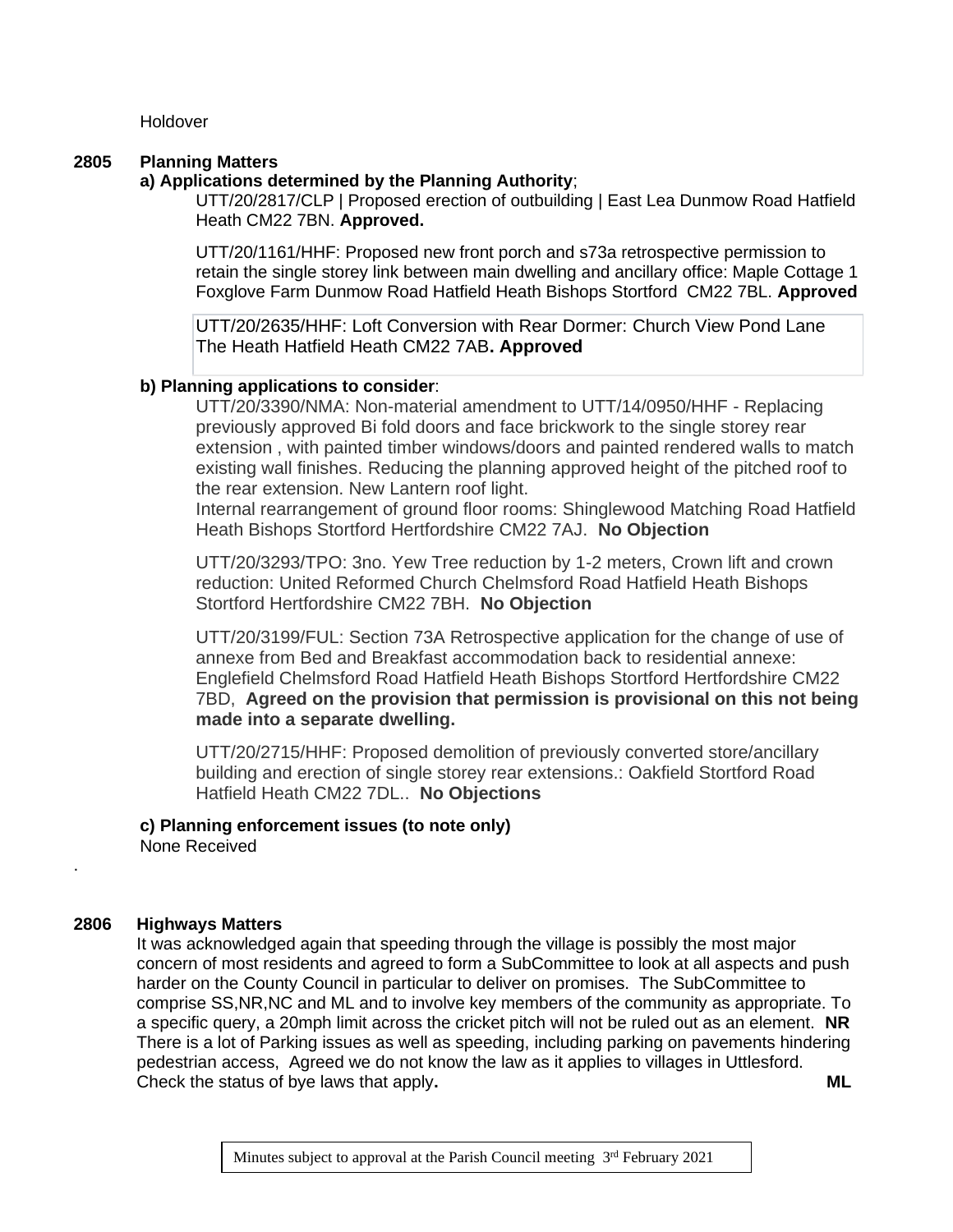Holdover

**2805 Planning Matters**

**a) Applications determined by the Planning Authority**;

UTT/20/2817/CLP | Proposed erection of outbuilding | East Lea Dunmow Road Hatfield Heath CM22 7BN. **Approved.**

UTT/20/1161/HHF: Proposed new front porch and s73a retrospective permission to retain the single storey link between main dwelling and ancillary office: Maple Cottage 1 Foxglove Farm Dunmow Road Hatfield Heath Bishops Stortford CM22 7BL. **Approved**

UTT/20/2635/HHF: Loft Conversion with Rear Dormer: Church View Pond Lane The Heath Hatfield Heath CM22 7AB**. Approved**

**b) Planning applications to consider**:

UTT/20/3390/NMA: Non-material amendment to UTT/14/0950/HHF - Replacing previously approved Bi fold doors and face brickwork to the single storey rear extension , with painted timber windows/doors and painted rendered walls to match existing wall finishes. Reducing the planning approved height of the pitched roof to the rear extension. New Lantern roof light.
Internal rearrangement of ground floor rooms: Shinglewood Matching Road Hatfield Heath Bishops Stortford Hertfordshire CM22 7AJ. **No Objection**

UTT/20/3293/TPO: 3no. Yew Tree reduction by 1-2 meters, Crown lift and crown reduction: United Reformed Church Chelmsford Road Hatfield Heath Bishops Stortford Hertfordshire CM22 7BH. **No Objection**

UTT/20/3199/FUL: Section 73A Retrospective application for the change of use of annexe from Bed and Breakfast accommodation back to residential annexe: Englefield Chelmsford Road Hatfield Heath Bishops Stortford Hertfordshire CM22 7BD, **Agreed on the provision that permission is provisional on this not being made into a separate dwelling.**

UTT/20/2715/HHF: Proposed demolition of previously converted store/ancillary building and erection of single storey rear extensions.: Oakfield Stortford Road Hatfield Heath CM22 7DL.. **No Objections**

**c) Planning enforcement issues (to note only)**

None Received

.

**2806 Highways Matters**

It was acknowledged again that speeding through the village is possibly the most major concern of most residents and agreed to form a SubCommittee to look at all aspects and push harder on the County Council in particular to deliver on promises. The SubCommittee to comprise SS,NR,NC and ML and to involve key members of the community as appropriate. To a specific query, a 20mph limit across the cricket pitch will not be ruled out as an element. **NR**
There is a lot of Parking issues as well as speeding, including parking on pavements hindering pedestrian access, Agreed we do not know the law as it applies to villages in Uttlesford. Check the status of bye laws that apply**.** **ML**

Minutes subject to approval at the Parish Council meeting 3rd February 2021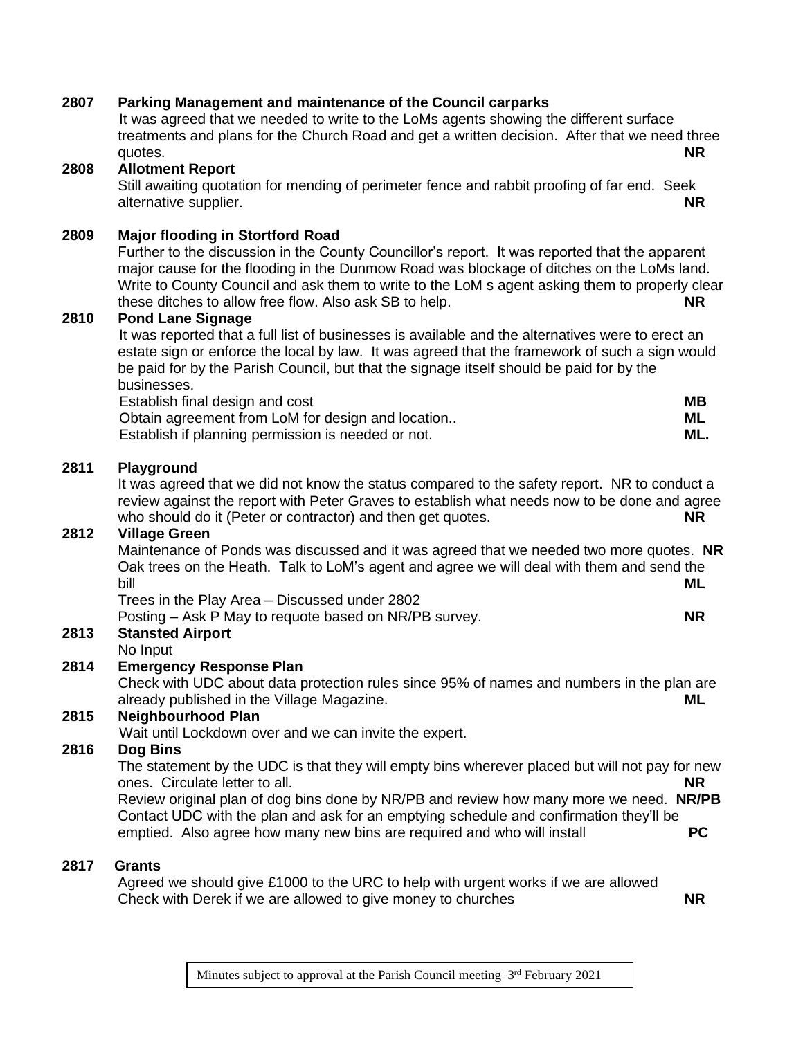**2807 Parking Management and maintenance of the Council carparks**

It was agreed that we needed to write to the LoMs agents showing the different surface treatments and plans for the Church Road and get a written decision. After that we need three quotes. **NR**

**2808 Allotment Report**

Still awaiting quotation for mending of perimeter fence and rabbit proofing of far end. Seek alternative supplier. **NR**

**2809 Major flooding in Stortford Road**

Further to the discussion in the County Councillor's report. It was reported that the apparent major cause for the flooding in the Dunmow Road was blockage of ditches on the LoMs land. Write to County Council and ask them to write to the LoM s agent asking them to properly clear these ditches to allow free flow. Also ask SB to help. **NR**

**2810 Pond Lane Signage**

It was reported that a full list of businesses is available and the alternatives were to erect an estate sign or enforce the local by law. It was agreed that the framework of such a sign would be paid for by the Parish Council, but that the signage itself should be paid for by the businesses.

Establish final design and cost **MB**

Obtain agreement from LoM for design and location.. **ML**

Establish if planning permission is needed or not. **ML.**

**2811 Playground**

It was agreed that we did not know the status compared to the safety report. NR to conduct a review against the report with Peter Graves to establish what needs now to be done and agree who should do it (Peter or contractor) and then get quotes. **NR**

**2812 Village Green**

Maintenance of Ponds was discussed and it was agreed that we needed two more quotes. **NR**

Oak trees on the Heath. Talk to LoM's agent and agree we will deal with them and send the bill **ML**

Trees in the Play Area – Discussed under 2802

Posting – Ask P May to requote based on NR/PB survey. **NR**

**2813 Stansted Airport**

No Input

**2814 Emergency Response Plan**

Check with UDC about data protection rules since 95% of names and numbers in the plan are already published in the Village Magazine. **ML**

**2815 Neighbourhood Plan**

Wait until Lockdown over and we can invite the expert.

**2816 Dog Bins**

The statement by the UDC is that they will empty bins wherever placed but will not pay for new ones. Circulate letter to all. **NR**

Review original plan of dog bins done by NR/PB and review how many more we need. **NR/PB**

Contact UDC with the plan and ask for an emptying schedule and confirmation they'll be emptied. Also agree how many new bins are required and who will install **PC**

**2817 Grants**

Agreed we should give £1000 to the URC to help with urgent works if we are allowed

Check with Derek if we are allowed to give money to churches **NR**

Minutes subject to approval at the Parish Council meeting 3rd February 2021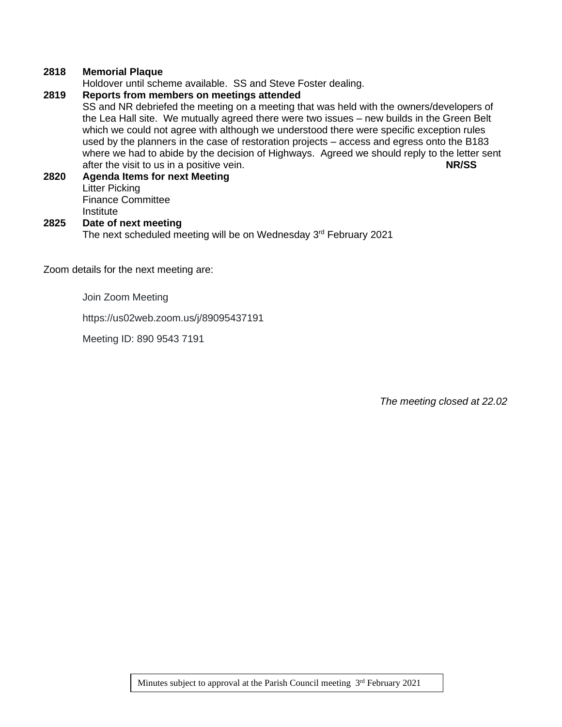**2818 Memorial Plaque**

Holdover until scheme available. SS and Steve Foster dealing.

**2819 Reports from members on meetings attended**

SS and NR debriefed the meeting on a meeting that was held with the owners/developers of the Lea Hall site. We mutually agreed there were two issues – new builds in the Green Belt which we could not agree with although we understood there were specific exception rules used by the planners in the case of restoration projects – access and egress onto the B183 where we had to abide by the decision of Highways. Agreed we should reply to the letter sent after the visit to us in a positive vein. **NR/SS**

**2820 Agenda Items for next Meeting**

Litter Picking
Finance Committee
Institute

**2825 Date of next meeting**

The next scheduled meeting will be on Wednesday 3rd February 2021

Zoom details for the next meeting are:

Join Zoom Meeting

https://us02web.zoom.us/j/89095437191

Meeting ID: 890 9543 7191

*The meeting closed at 22.02*

Minutes subject to approval at the Parish Council meeting 3rd February 2021